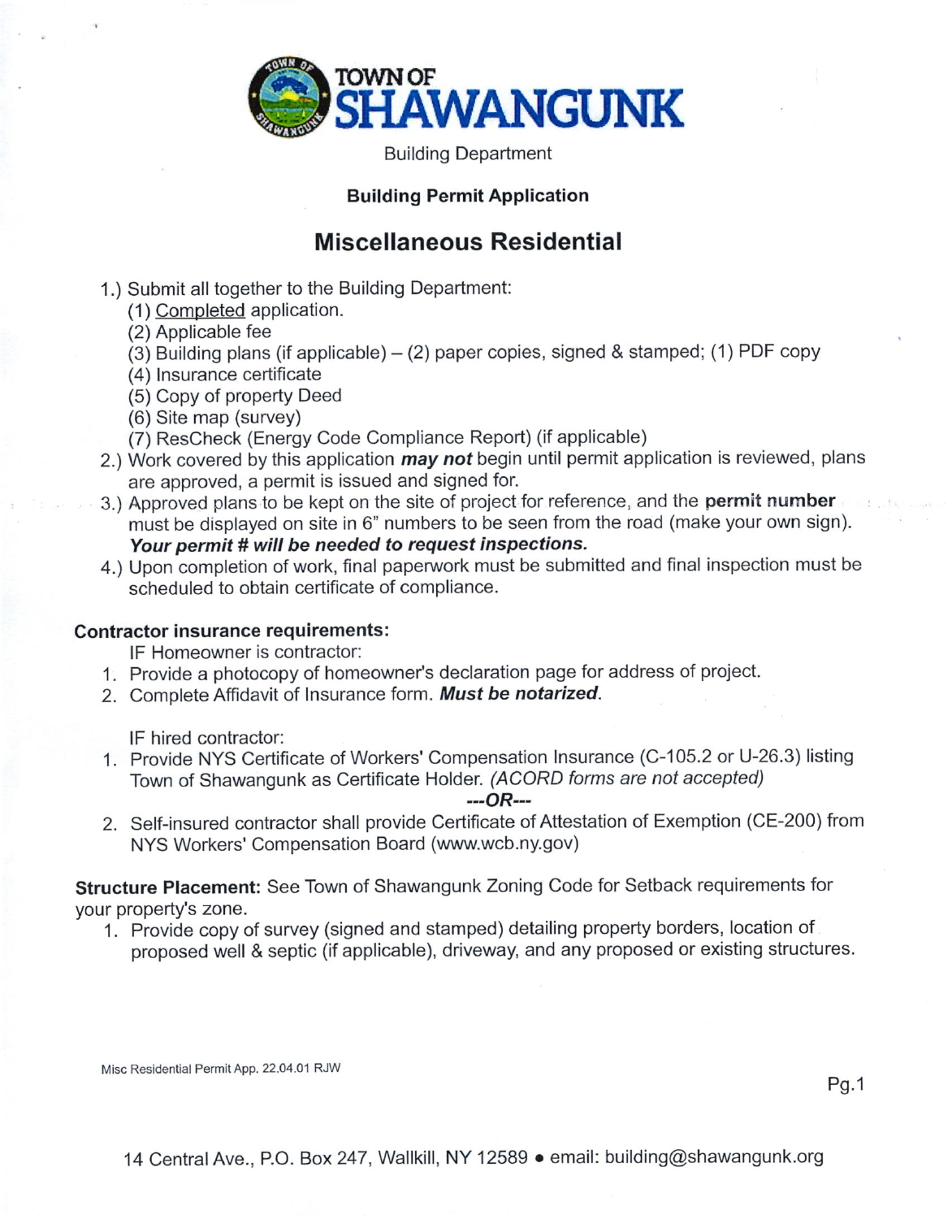# TOWN OF SHAWANGUNK

Building Department

**Building Permit Application**

## Miscellaneous Residential

1.) Submit all together to the Building Department:
   - (1) Completed application.
   - (2) Applicable fee
   - (3) Building plans (if applicable) – (2) paper copies, signed & stamped; (1) PDF copy
   - (4) Insurance certificate
   - (5) Copy of property Deed
   - (6) Site map (survey)
   - (7) ResCheck (Energy Code Compliance Report) (if applicable)

2.) Work covered by this application ***may not*** begin until permit application is reviewed, plans are approved, a permit is issued and signed for.

3.) Approved plans to be kept on the site of project for reference, and the **permit number** must be displayed on site in 6" numbers to be seen from the road (make your own sign). ***Your permit # will be needed to request inspections.***

4.) Upon completion of work, final paperwork must be submitted and final inspection must be scheduled to obtain certificate of compliance.

**Contractor insurance requirements:**

IF Homeowner is contractor:

1. Provide a photocopy of homeowner's declaration page for address of project.
2. Complete Affidavit of Insurance form. ***Must be notarized.***

IF hired contractor:

1. Provide NYS Certificate of Workers' Compensation Insurance (C-105.2 or U-26.3) listing Town of Shawangunk as Certificate Holder. *(ACORD forms are not accepted)*

***---OR---***

2. Self-insured contractor shall provide Certificate of Attestation of Exemption (CE-200) from NYS Workers' Compensation Board (www.wcb.ny.gov)

**Structure Placement:** See Town of Shawangunk Zoning Code for Setback requirements for your property's zone.

1. Provide copy of survey (signed and stamped) detailing property borders, location of proposed well & septic (if applicable), driveway, and any proposed or existing structures.

Misc Residential Permit App. 22.04.01 RJW

14 Central Ave., P.O. Box 247, Wallkill, NY 12589 • email: building@shawangunk.org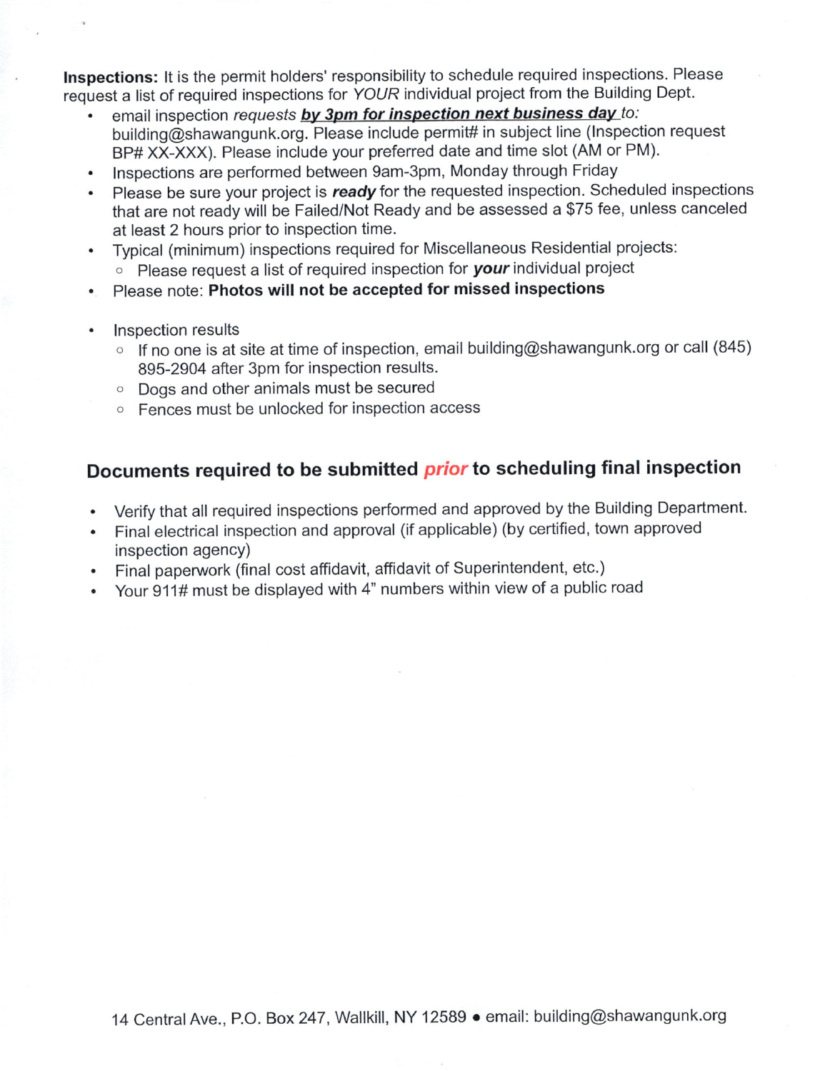**Inspections:** It is the permit holders' responsibility to schedule required inspections. Please request a list of required inspections for *YOUR* individual project from the Building Dept.

- email inspection *requests* ***by 3pm for inspection next business day*** *to:* building@shawangunk.org. Please include permit# in subject line (Inspection request BP# XX-XXX). Please include your preferred date and time slot (AM or PM).
- Inspections are performed between 9am-3pm, Monday through Friday
- Please be sure your project is ***ready*** for the requested inspection. Scheduled inspections that are not ready will be Failed/Not Ready and be assessed a $75 fee, unless canceled at least 2 hours prior to inspection time.
- Typical (minimum) inspections required for Miscellaneous Residential projects:
  - Please request a list of required inspection for ***your*** individual project
- Please note: **Photos will not be accepted for missed inspections**
- Inspection results
  - If no one is at site at time of inspection, email building@shawangunk.org or call (845) 895-2904 after 3pm for inspection results.
  - Dogs and other animals must be secured
  - Fences must be unlocked for inspection access

## Documents required to be submitted *prior* to scheduling final inspection

- Verify that all required inspections performed and approved by the Building Department.
- Final electrical inspection and approval (if applicable) (by certified, town approved inspection agency)
- Final paperwork (final cost affidavit, affidavit of Superintendent, etc.)
- Your 911# must be displayed with 4" numbers within view of a public road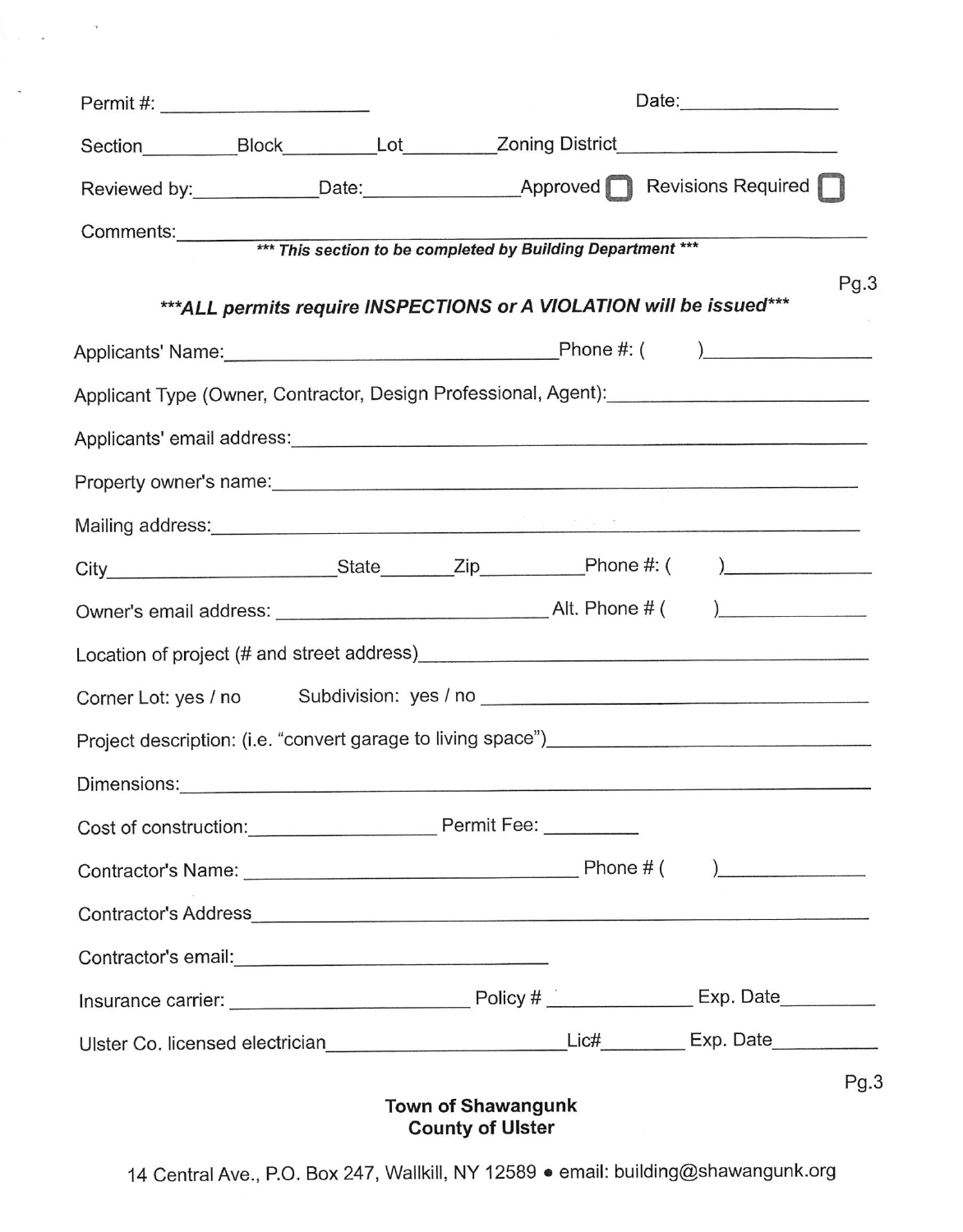Permit #: ____________________ Date: ______________

Section_________ Block_________ Lot_________ Zoning District____________________

Reviewed by:___________ Date:______________ Approved ☐ Revisions Required ☐

Comments:___________________________________________________________

****** This section to be completed by Building Department ******

***ALL permits require INSPECTIONS or A VIOLATION will be issued***

Applicants' Name:______________________________ Phone #: (     )______________

Applicant Type (Owner, Contractor, Design Professional, Agent):______________________

Applicants' email address:________________________________________________

Property owner's name:__________________________________________________

Mailing address:_______________________________________________________

City_____________________ State_______ Zip_________ Phone #: (     )____________

Owner's email address: _________________________ Alt. Phone # (     )____________

Location of project (# and street address)_____________________________________

Corner Lot: yes / no     Subdivision: yes / no ______________________________

Project description: (i.e. "convert garage to living space")_________________________

Dimensions:__________________________________________________________

Cost of construction:_________________ Permit Fee: _________

Contractor's Name: _____________________________ Phone # (     )____________

Contractor's Address_____________________________________________________

Contractor's email:______________________________

Insurance carrier: _______________________ Policy # _____________ Exp. Date_________

Ulster Co. licensed electrician_____________________ Lic#________ Exp. Date__________

**Town of Shawangunk**
**County of Ulster**

14 Central Ave., P.O. Box 247, Wallkill, NY 12589 • email: building@shawangunk.org